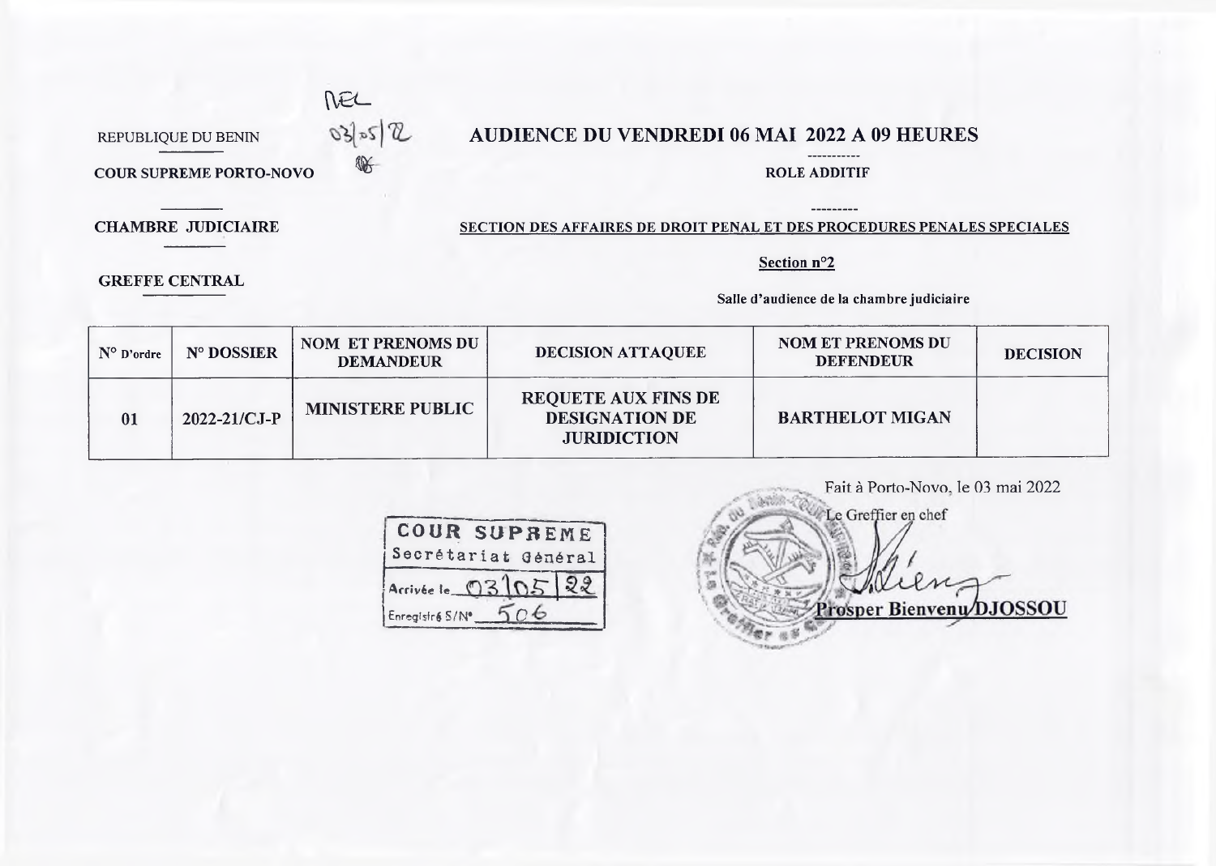REPUBLIQUE DU BENIN

**COUR SUPREME PORTO-NOVO**

**CHAMBRE JUDICIAIRE**

**GREFFE CENTRAL**

# AUDIENCE DU VENDREDI 06 MAI 2022 A 09 HEURES

**ROLE ADDITIF**

**SECTION DES AFFAIRES DE DROIT PENAL ET DES PROCEDURES PENALES SPECIALES**

**Section n°2**

**Salle d'audience de la chambre judiciaire**

| N° D'ordre | N° DOSSIER | NOM ET PRENOMS DU DEMANDEUR | DECISION ATTAQUEE | NOM ET PRENOMS DU DEFENDEUR | DECISION |
|---|---|---|---|---|---|
| 01 | 2022-21/CJ-P | MINISTERE PUBLIC | REQUETE AUX FINS DE DESIGNATION DE JURIDICTION | BARTHELOT MIGAN | |

COUR SUPREME
Secrétariat Général
Arrivée le 03/05/22
Enregistré S/N° 506

Fait à Porto-Novo, le 03 mai 2022

Le Greffier en chef

**Prosper Bienvenu DJOSSOU**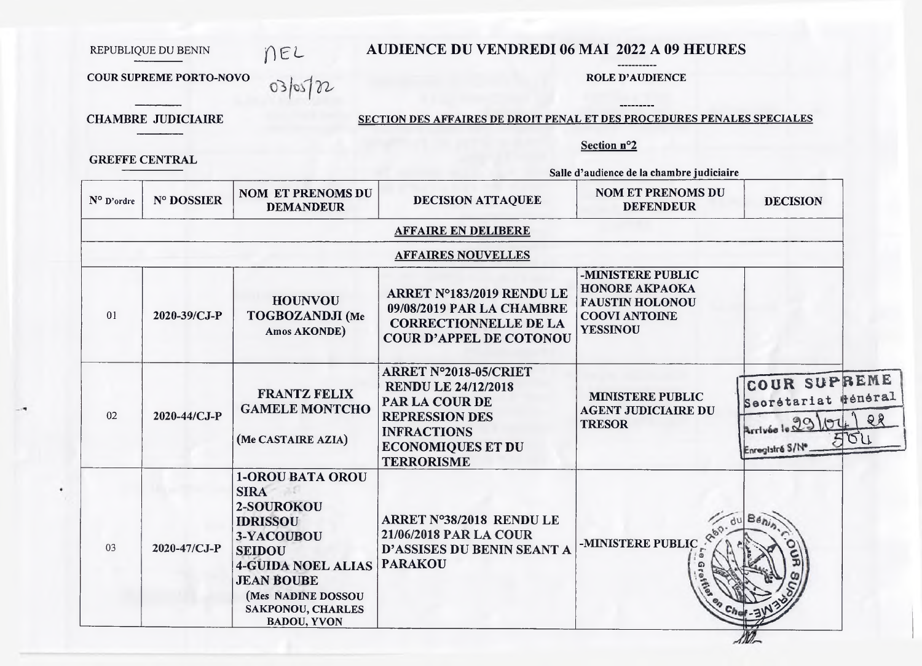REPUBLIQUE DU BENIN

COUR SUPREME PORTO-NOVO

CHAMBRE JUDICIAIRE

GREFFE CENTRAL

NEL
03/05/22

**AUDIENCE DU VENDREDI 06 MAI 2022 A 09 HEURES**

**ROLE D'AUDIENCE**

**SECTION DES AFFAIRES DE DROIT PENAL ET DES PROCEDURES PENALES SPECIALES**

**Section n°2**

**Salle d'audience de la chambre judiciaire**

| N° D'ordre | N° DOSSIER | NOM ET PRENOMS DU DEMANDEUR | DECISION ATTAQUEE | NOM ET PRENOMS DU DEFENDEUR | DECISION |
|---|---|---|---|---|---|
| **AFFAIRE EN DELIBERE** | | | | | |
| **AFFAIRES NOUVELLES** | | | | | |
| 01 | 2020-39/CJ-P | HOUNVOU TOGBOZANDJI (Me Amos AKONDE) | ARRET N°183/2019 RENDU LE 09/08/2019 PAR LA CHAMBRE CORRECTIONNELLE DE LA COUR D'APPEL DE COTONOU | -MINISTERE PUBLIC HONORE AKPAOKA FAUSTIN HOLONOU COOVI ANTOINE YESSINOU | |
| 02 | 2020-44/CJ-P | FRANTZ FELIX GAMELE MONTCHO (Me CASTAIRE AZIA) | ARRET N°2018-05/CRIET RENDU LE 24/12/2018 PAR LA COUR DE REPRESSION DES INFRACTIONS ECONOMIQUES ET DU TERRORISME | MINISTERE PUBLIC AGENT JUDICIAIRE DU TRESOR | COUR SUPREME Secrétariat Général Arrivée le 29/04/22 Enregistré S/N° 504 |
| 03 | 2020-47/CJ-P | 1-OROU BATA OROU SIRA 2-SOUROKOU IDRISSOU 3-YACOUBOU SEIDOU 4-GUIDA NOEL ALIAS JEAN BOUBE (Mes NADINE DOSSOU SAKPONOU, CHARLES BADOU, YVON | ARRET N°38/2018 RENDU LE 21/06/2018 PAR LA COUR D'ASSISES DU BENIN SEANT A PARAKOU | -MINISTERE PUBLIC | |

Rép. du Bénin – COUR SUPREME – Le Greffier en Chef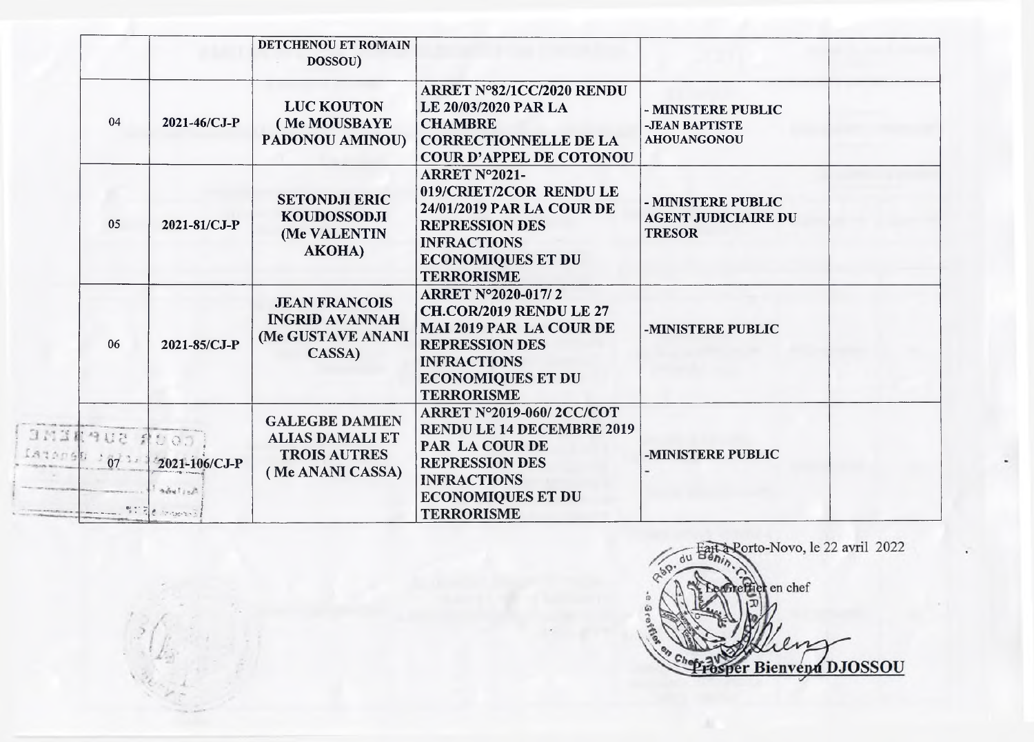| | | | | | |
|---|---|---|---|---|---|
| | | DETCHENOU ET ROMAIN DOSSOU) | | | |
| 04 | 2021-46/CJ-P | LUC KOUTON ( Me MOUSBAYE PADONOU AMINOU) | ARRET N°82/1CC/2020 RENDU LE 20/03/2020 PAR LA CHAMBRE CORRECTIONNELLE DE LA COUR D'APPEL DE COTONOU | - MINISTERE PUBLIC -JEAN BAPTISTE AHOUANGONOU | |
| 05 | 2021-81/CJ-P | SETONDJI ERIC KOUDOSSODJI (Me VALENTIN AKOHA) | ARRET N°2021-019/CRIET/2COR RENDU LE 24/01/2019 PAR LA COUR DE REPRESSION DES INFRACTIONS ECONOMIQUES ET DU TERRORISME | - MINISTERE PUBLIC AGENT JUDICIAIRE DU TRESOR | |
| 06 | 2021-85/CJ-P | JEAN FRANCOIS INGRID AVANNAH (Me GUSTAVE ANANI CASSA) | ARRET N°2020-017/ 2 CH.COR/2019 RENDU LE 27 MAI 2019 PAR LA COUR DE REPRESSION DES INFRACTIONS ECONOMIQUES ET DU TERRORISME | -MINISTERE PUBLIC | |
| 07 | 2021-106/CJ-P | GALEGBE DAMIEN ALIAS DAMALI ET TROIS AUTRES ( Me ANANI CASSA) | ARRET N°2019-060/ 2CC/COT RENDU LE 14 DECEMBRE 2019 PAR LA COUR DE REPRESSION DES INFRACTIONS ECONOMIQUES ET DU TERRORISME | -MINISTERE PUBLIC - | |

Fait à Porto-Novo, le 22 avril 2022

Le Greffier en chef

Prosper Bienvenu DJOSSOU